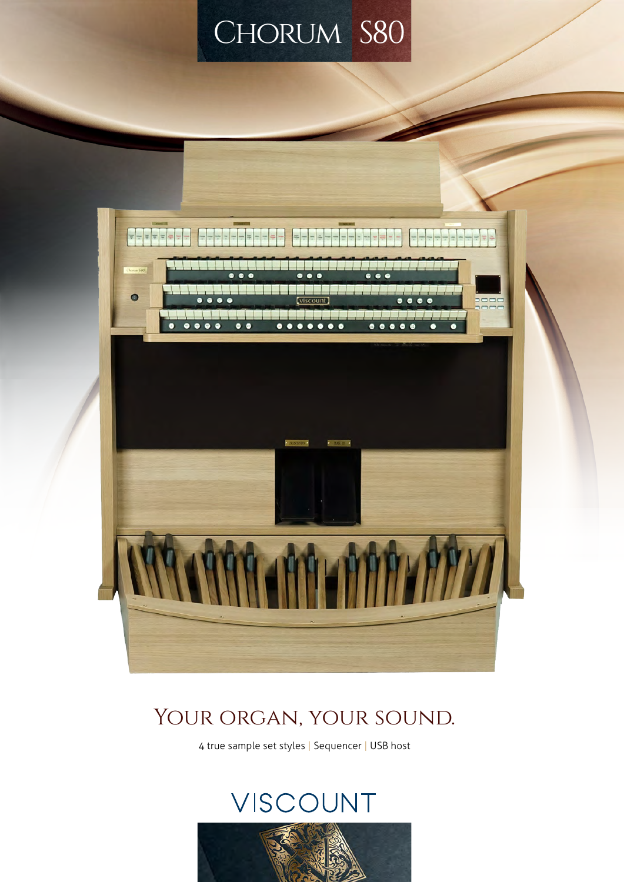# Chorum S80

## Your organ, your sound.

4 true sample set styles | Sequencer | USB host

VISCOUNT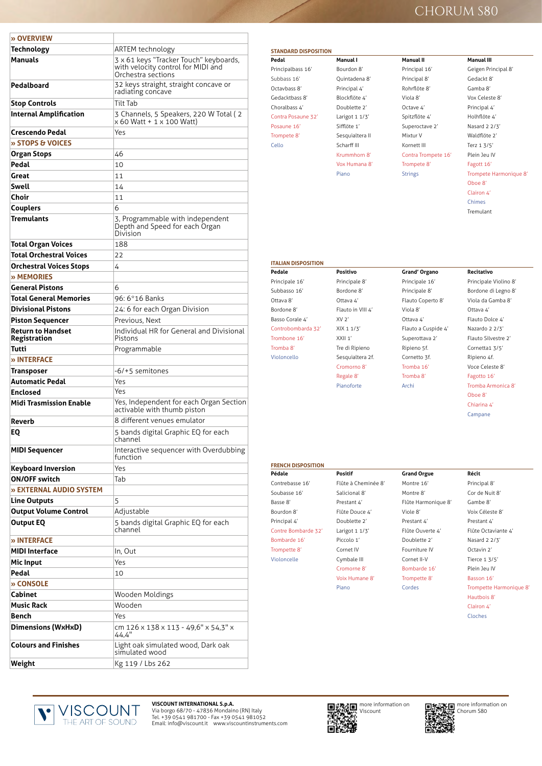# CHORUM S80

| | |
|---|---|
| **» OVERVIEW** | |
| **Technology** | ARTEM technology |
| **Manuals** | 3 x 61 keys "Tracker Touch" keyboards, with velocity control for MIDI and Orchestra sections |
| **Pedalboard** | 32 keys straight, straight concave or radiating concave |
| **Stop Controls** | Tilt Tab |
| **Internal Amplification** | 3 Channels, 5 Speakers, 220 W Total ( 2 x 60 Watt + 1 x 100 Watt) |
| **Crescendo Pedal** | Yes |
| **» STOPS & VOICES** | |
| **Organ Stops** | 46 |
| **Pedal** | 10 |
| **Great** | 11 |
| **Swell** | 14 |
| **Choir** | 11 |
| **Couplers** | 6 |
| **Tremulants** | 3, Programmable with independent Depth and Speed for each Organ Division |
| **Total Organ Voices** | 188 |
| **Total Orchestral Voices** | 22 |
| **Orchestral Voices Stops** | 4 |
| **» MEMORIES** | |
| **General Pistons** | 6 |
| **Total General Memories** | 96: 6*16 Banks |
| **Divisional Pistons** | 24: 6 for each Organ Division |
| **Piston Sequencer** | Previous, Next |
| **Return to Handset Registration** | Individual HR for General and Divisional Pistons |
| **Tutti** | Programmable |
| **» INTERFACE** | |
| **Transposer** | -6/+5 semitones |
| **Automatic Pedal** | Yes |
| **Enclosed** | Yes |
| **Midi Trasmission Enable** | Yes, Independent for each Organ Section activable with thumb piston |
| **Reverb** | 8 different venues emulator |
| **EQ** | 5 bands digital Graphic EQ for each channel |
| **MIDI Sequencer** | Interactive sequencer with Overdubbing function |
| **Keyboard Inversion** | Yes |
| **ON/OFF switch** | Tab |
| **» EXTERNAL AUDIO SYSTEM** | |
| **Line Outputs** | 5 |
| **Output Volume Control** | Adjustable |
| **Output EQ** | 5 bands digital Graphic EQ for each channel |
| **» INTERFACE** | |
| **MIDI Interface** | In, Out |
| **Mic Input** | Yes |
| **Pedal** | 10 |
| **» CONSOLE** | |
| **Cabinet** | Wooden Moldings |
| **Music Rack** | Wooden |
| **Bench** | Yes |
| **Dimensions (WxHxD)** | cm 126 x 138 x 113 - 49,6" x 54,3" x 44,4" |
| **Colours and Finishes** | Light oak simulated wood, Dark oak simulated wood |
| **Weight** | Kg 119 / Lbs 262 |

## STANDARD DISPOSITION

| Pedal | Manual I | Manual II | Manual III |
|---|---|---|---|
| Principalbass 16' | Bourdon 8' | Principal 16' | Geigen Principal 8' |
| Subbass 16' | Quintadena 8' | Principal 8' | Gedackt 8' |
| Octavbass 8' | Principal 4' | Rohrflöte 8' | Gamba 8' |
| Gedacktbass 8' | Blockflöte 4' | Viola 8' | Vox Celeste 8' |
| Choralbass 4' | Doublette 2' | Octave 4' | Principal 4' |
| Contra Posaune 32' | Larigot 1 1/3' | Spitzflöte 4' | Holhflöte 4' |
| Posaune 16' | Sifflöte 1' | Superoctave 2' | Nasard 2 2/3' |
| Trompete 8' | Sesquialtera II | Mixtur V | Waldflöte 2' |
| Cello | Scharff III | Kornett III | Terz 1 3/5' |
| | Krummhorn 8' | Contra Trompete 16' | Plein Jeu IV |
| | Vox Humana 8' | Trompete 8' | Fagott 16' |
| | Piano | Strings | Trompete Harmonique 8' |
| | | | Oboe 8' |
| | | | Clairon 4' |
| | | | Chimes |
| | | | Tremulant |

## ITALIAN DISPOSITION

| Pedale | Positivo | Grand' Organo | Recitativo |
|---|---|---|---|
| Principale 16' | Principale 8' | Principale 16' | Principale Violino 8' |
| Subbasso 16' | Bordone 8' | Principale 8' | Bordone di Legno 8' |
| Ottava 8' | Ottava 4' | Flauto Coperto 8' | Viola da Gamba 8' |
| Bordone 8' | Flauto in VIII 4' | Viola 8' | Ottava 4' |
| Basso Corale 4' | XV 2' | Ottava 4' | Flauto Dolce 4' |
| Contrebombarda 32' | XIX 1 1/3' | Flauto a Cuspide 4' | Nazardo 2 2/3' |
| Trombone 16' | XXII 1' | Superottava 2' | Flauto Silvestre 2' |
| Tromba 8' | Tre di Ripieno | Ripieno 5f. | Cornetta1 3/5' |
| Violoncello | Sesquialtera 2f. | Cornetto 3f. | Ripieno 4f. |
| | Cromorno 8' | Tromba 16' | Voce Celeste 8' |
| | Regale 8' | Tromba 8' | Fagotto 16' |
| | Pianoforte | Archi | Tromba Armonica 8' |
| | | | Oboe 8' |
| | | | Chiarina 4' |
| | | | Campane |

## FRENCH DISPOSITION

| Pédale | Positif | Grand Orgue | Récit |
|---|---|---|---|
| Contrebasse 16' | Flûte à Cheminée 8' | Montre 16' | Principal 8' |
| Soubasse 16' | Salicional 8' | Montre 8' | Cor de Nuit 8' |
| Basse 8' | Prestant 4' | Flûte Harmonique 8' | Gambe 8' |
| Bourdon 8' | Flûte Douce 4' | Viole 8' | Voix Céleste 8' |
| Principal 4' | Doublette 2' | Prestant 4' | Prestant 4' |
| Contre Bombarde 32' | Larigot 1 1/3' | Flûte Ouverte 4' | Flûte Octaviante 4' |
| Bombarde 16' | Piccolo 1' | Doublette 2' | Nasard 2 2/3' |
| Trompette 8' | Cornet IV | Fourniture IV | Octavin 2' |
| Violoncelle | Cymbale III | Cornet II-V | Tierce 1 3/5' |
| | Cromorne 8' | Bombarde 16' | Plein Jeu IV |
| | Voix Humane 8' | Trompette 8' | Basson 16' |
| | Piano | Cordes | Trompette Harmonique 8' |
| | | | Hautbois 8' |
| | | | Clairon 4' |
| | | | Cloches |

VISCOUNT THE ART OF SOUND

**VISCOUNT INTERNATIONAL S.p.A.**
Via borgo 68/70 - 47836 Mondaino (RN) Italy
Tel. +39 0541 981700 - Fax +39 0541 981052
Email: info@viscount.it www.viscountinstruments.com

more information on Viscount

more information on Chorum S80